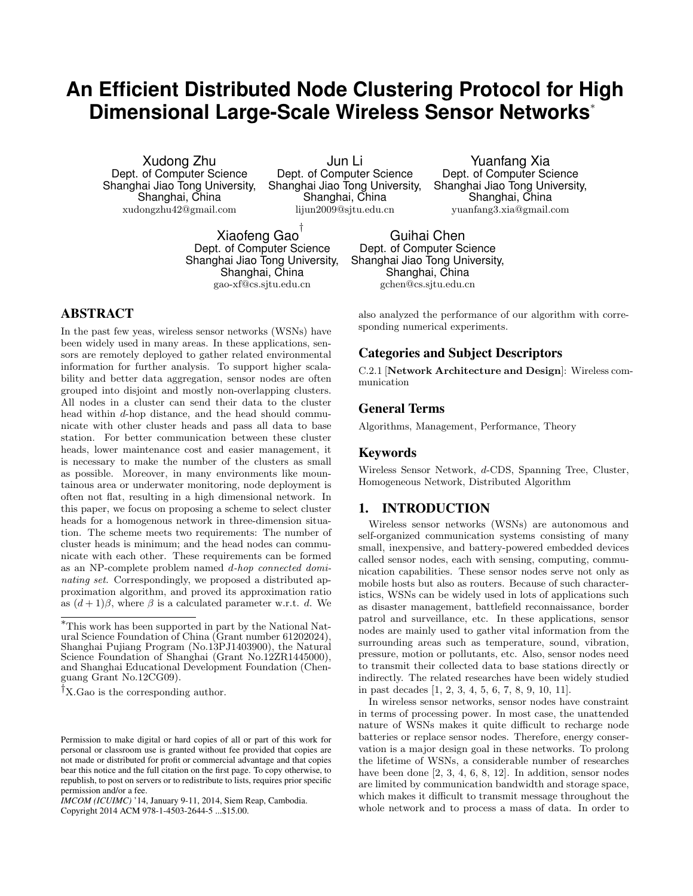# An Efficient Distributed Node Clustering Protocol for High Dimensional Large-Scale Wireless Sensor Networks*

Xudong Zhu
Dept. of Computer Science
Shanghai Jiao Tong University,
Shanghai, China
xudongzhu42@gmail.com

Jun Li
Dept. of Computer Science
Shanghai Jiao Tong University,
Shanghai, China
lijun2009@sjtu.edu.cn

Yuanfang Xia
Dept. of Computer Science
Shanghai Jiao Tong University,
Shanghai, China
yuanfang3.xia@gmail.com

Xiaofeng Gao†
Dept. of Computer Science
Shanghai Jiao Tong University,
Shanghai, China
gao-xf@cs.sjtu.edu.cn

Guihai Chen
Dept. of Computer Science
Shanghai Jiao Tong University,
Shanghai, China
gchen@cs.sjtu.edu.cn

## ABSTRACT

In the past few yeas, wireless sensor networks (WSNs) have been widely used in many areas. In these applications, sensors are remotely deployed to gather related environmental information for further analysis. To support higher scalability and better data aggregation, sensor nodes are often grouped into disjoint and mostly non-overlapping clusters. All nodes in a cluster can send their data to the cluster head within $d$-hop distance, and the head should communicate with other cluster heads and pass all data to base station. For better communication between these cluster heads, lower maintenance cost and easier management, it is necessary to make the number of the clusters as small as possible. Moreover, in many environments like mountainous area or underwater monitoring, node deployment is often not flat, resulting in a high dimensional network. In this paper, we focus on proposing a scheme to select cluster heads for a homogenous network in three-dimension situation. The scheme meets two requirements: The number of cluster heads is minimum; and the head nodes can communicate with each other. These requirements can be formed as an NP-complete problem named *d-hop connected dominating set*. Correspondingly, we proposed a distributed approximation algorithm, and proved its approximation ratio as $(d+1)\beta$, where $\beta$ is a calculated parameter w.r.t. $d$. We also analyzed the performance of our algorithm with corresponding numerical experiments.

*This work has been supported in part by the National Natural Science Foundation of China (Grant number 61202024), Shanghai Pujiang Program (No.13PJ1403900), the Natural Science Foundation of Shanghai (Grant No.12ZR1445000), and Shanghai Educational Development Foundation (Chenguang Grant No.12CG09).

†X.Gao is the corresponding author.

Permission to make digital or hard copies of all or part of this work for personal or classroom use is granted without fee provided that copies are not made or distributed for profit or commercial advantage and that copies bear this notice and the full citation on the first page. To copy otherwise, to republish, to post on servers or to redistribute to lists, requires prior specific permission and/or a fee.
*IMCOM (ICUIMC)* '14, January 9-11, 2014, Siem Reap, Cambodia.
Copyright 2014 ACM 978-1-4503-2644-5 ...$15.00.

## Categories and Subject Descriptors

C.2.1 [**Network Architecture and Design**]: Wireless communication

## General Terms

Algorithms, Management, Performance, Theory

## Keywords

Wireless Sensor Network, $d$-CDS, Spanning Tree, Cluster, Homogeneous Network, Distributed Algorithm

## 1. INTRODUCTION

Wireless sensor networks (WSNs) are autonomous and self-organized communication systems consisting of many small, inexpensive, and battery-powered embedded devices called sensor nodes, each with sensing, computing, communication capabilities. These sensor nodes serve not only as mobile hosts but also as routers. Because of such characteristics, WSNs can be widely used in lots of applications such as disaster management, battlefield reconnaissance, border patrol and surveillance, etc. In these applications, sensor nodes are mainly used to gather vital information from the surrounding areas such as temperature, sound, vibration, pressure, motion or pollutants, etc. Also, sensor nodes need to transmit their collected data to base stations directly or indirectly. The related researches have been widely studied in past decades [1, 2, 3, 4, 5, 6, 7, 8, 9, 10, 11].

In wireless sensor networks, sensor nodes have constraint in terms of processing power. In most case, the unattended nature of WSNs makes it quite difficult to recharge node batteries or replace sensor nodes. Therefore, energy conservation is a major design goal in these networks. To prolong the lifetime of WSNs, a considerable number of researches have been done [2, 3, 4, 6, 8, 12]. In addition, sensor nodes are limited by communication bandwidth and storage space, which makes it difficult to transmit message throughout the whole network and to process a mass of data. In order to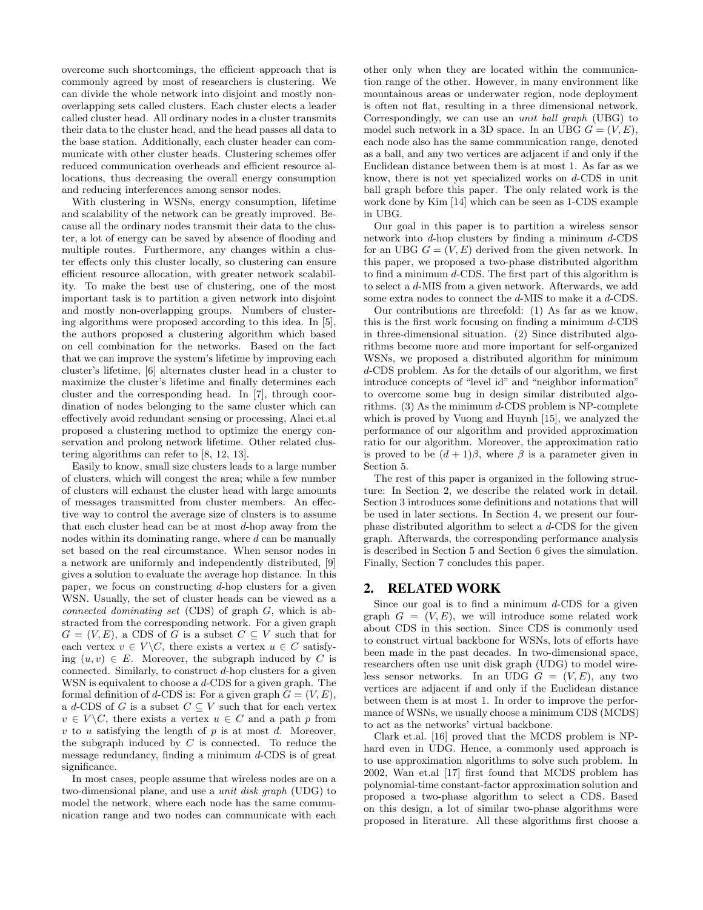overcome such shortcomings, the efficient approach that is commonly agreed by most of researchers is clustering. We can divide the whole network into disjoint and mostly non-overlapping sets called clusters. Each cluster elects a leader called cluster head. All ordinary nodes in a cluster transmits their data to the cluster head, and the head passes all data to the base station. Additionally, each cluster header can communicate with other cluster heads. Clustering schemes offer reduced communication overheads and efficient resource allocations, thus decreasing the overall energy consumption and reducing interferences among sensor nodes.

With clustering in WSNs, energy consumption, lifetime and scalability of the network can be greatly improved. Because all the ordinary nodes transmit their data to the cluster, a lot of energy can be saved by absence of flooding and multiple routes. Furthermore, any changes within a cluster effects only this cluster locally, so clustering can ensure efficient resource allocation, with greater network scalability. To make the best use of clustering, one of the most important task is to partition a given network into disjoint and mostly non-overlapping groups. Numbers of clustering algorithms were proposed according to this idea. In [5], the authors proposed a clustering algorithm which based on cell combination for the networks. Based on the fact that we can improve the system's lifetime by improving each cluster's lifetime, [6] alternates cluster head in a cluster to maximize the cluster's lifetime and finally determines each cluster and the corresponding head. In [7], through coordination of nodes belonging to the same cluster which can effectively avoid redundant sensing or processing, Alaei et.al proposed a clustering method to optimize the energy conservation and prolong network lifetime. Other related clustering algorithms can refer to [8, 12, 13].

Easily to know, small size clusters leads to a large number of clusters, which will congest the area; while a few number of clusters will exhaust the cluster head with large amounts of messages transmitted from cluster members. An effective way to control the average size of clusters is to assume that each cluster head can be at most $d$-hop away from the nodes within its dominating range, where $d$ can be manually set based on the real circumstance. When sensor nodes in a network are uniformly and independently distributed, [9] gives a solution to evaluate the average hop distance. In this paper, we focus on constructing $d$-hop clusters for a given WSN. Usually, the set of cluster heads can be viewed as a *connected dominating set* (CDS) of graph $G$, which is abstracted from the corresponding network. For a given graph $G = (V, E)$, a CDS of $G$ is a subset $C \subseteq V$ such that for each vertex $v \in V \backslash C$, there exists a vertex $u \in C$ satisfying $(u, v) \in E$. Moreover, the subgraph induced by $C$ is connected. Similarly, to construct $d$-hop clusters for a given WSN is equivalent to choose a $d$-CDS for a given graph. The formal definition of $d$-CDS is: For a given graph $G = (V, E)$, a $d$-CDS of $G$ is a subset $C \subseteq V$ such that for each vertex $v \in V \backslash C$, there exists a vertex $u \in C$ and a path $p$ from $v$ to $u$ satisfying the length of $p$ is at most $d$. Moreover, the subgraph induced by $C$ is connected. To reduce the message redundancy, finding a minimum $d$-CDS is of great significance.

In most cases, people assume that wireless nodes are on a two-dimensional plane, and use a *unit disk graph* (UDG) to model the network, where each node has the same communication range and two nodes can communicate with each other only when they are located within the communication range of the other. However, in many environment like mountainous areas or underwater region, node deployment is often not flat, resulting in a three dimensional network. Correspondingly, we can use an *unit ball graph* (UBG) to model such network in a 3D space. In an UBG $G = (V, E)$, each node also has the same communication range, denoted as a ball, and any two vertices are adjacent if and only if the Euclidean distance between them is at most 1. As far as we know, there is not yet specialized works on $d$-CDS in unit ball graph before this paper. The only related work is the work done by Kim [14] which can be seen as 1-CDS example in UBG.

Our goal in this paper is to partition a wireless sensor network into $d$-hop clusters by finding a minimum $d$-CDS for an UBG $G = (V, E)$ derived from the given network. In this paper, we proposed a two-phase distributed algorithm to find a minimum $d$-CDS. The first part of this algorithm is to select a $d$-MIS from a given network. Afterwards, we add some extra nodes to connect the $d$-MIS to make it a $d$-CDS.

Our contributions are threefold: (1) As far as we know, this is the first work focusing on finding a minimum $d$-CDS in three-dimensional situation. (2) Since distributed algorithms become more and more important for self-organized WSNs, we proposed a distributed algorithm for minimum $d$-CDS problem. As for the details of our algorithm, we first introduce concepts of "level id" and "neighbor information" to overcome some bug in design similar distributed algorithms. (3) As the minimum $d$-CDS problem is NP-complete which is proved by Vuong and Huynh [15], we analyzed the performance of our algorithm and provided approximation ratio for our algorithm. Moreover, the approximation ratio is proved to be $(d + 1)\beta$, where $\beta$ is a parameter given in Section 5.

The rest of this paper is organized in the following structure: In Section 2, we describe the related work in detail. Section 3 introduces some definitions and notations that will be used in later sections. In Section 4, we present our four-phase distributed algorithm to select a $d$-CDS for the given graph. Afterwards, the corresponding performance analysis is described in Section 5 and Section 6 gives the simulation. Finally, Section 7 concludes this paper.

## 2. RELATED WORK

Since our goal is to find a minimum $d$-CDS for a given graph $G = (V, E)$, we will introduce some related work about CDS in this section. Since CDS is commonly used to construct virtual backbone for WSNs, lots of efforts have been made in the past decades. In two-dimensional space, researchers often use unit disk graph (UDG) to model wireless sensor networks. In an UDG $G = (V, E)$, any two vertices are adjacent if and only if the Euclidean distance between them is at most 1. In order to improve the performance of WSNs, we usually choose a minimum CDS (MCDS) to act as the networks' virtual backbone.

Clark et.al. [16] proved that the MCDS problem is NP-hard even in UDG. Hence, a commonly used approach is to use approximation algorithms to solve such problem. In 2002, Wan et.al [17] first found that MCDS problem has polynomial-time constant-factor approximation solution and proposed a two-phase algorithm to select a CDS. Based on this design, a lot of similar two-phase algorithms were proposed in literature. All these algorithms first choose a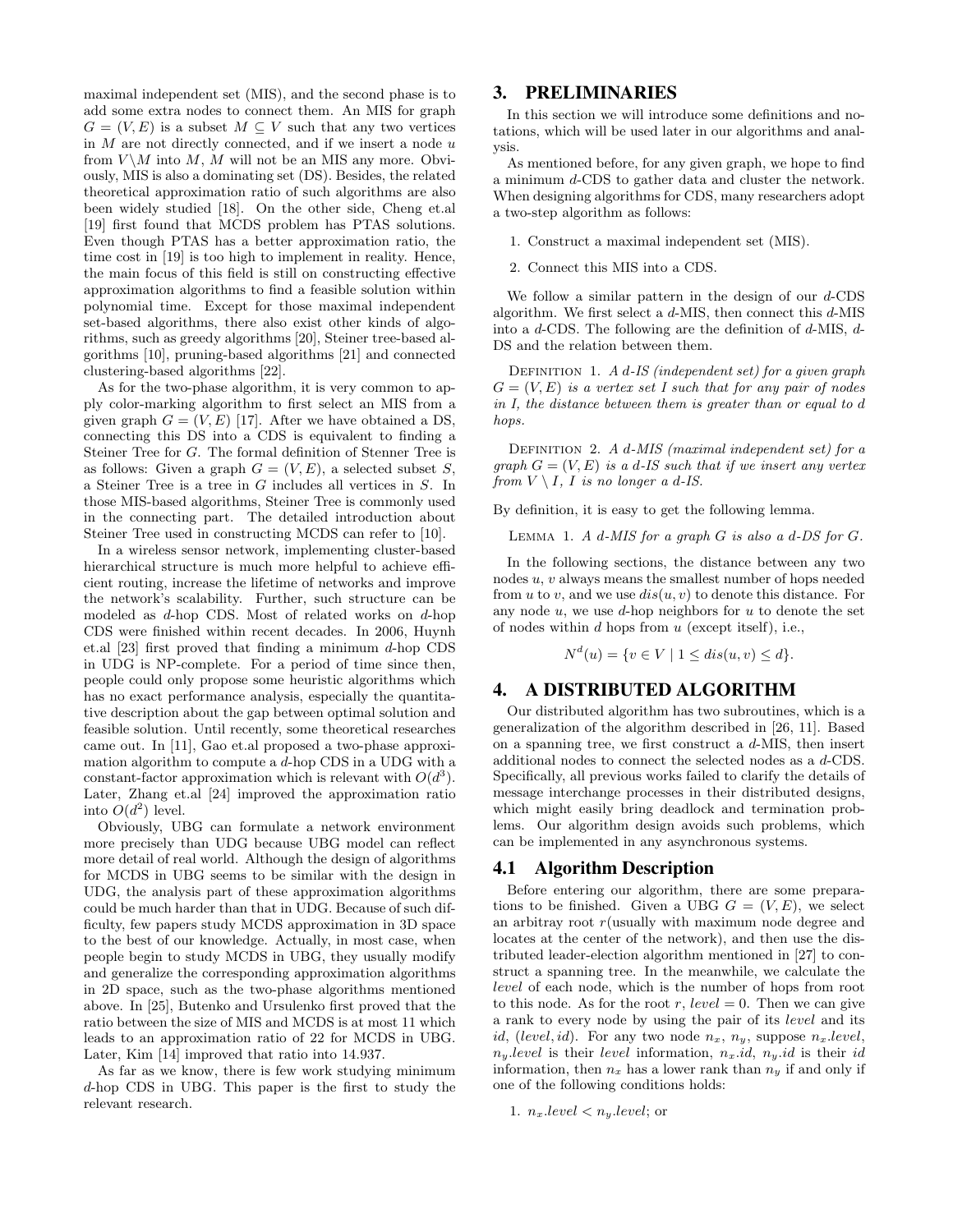maximal independent set (MIS), and the second phase is to add some extra nodes to connect them. An MIS for graph $G = (V, E)$ is a subset $M \subseteq V$ such that any two vertices in $M$ are not directly connected, and if we insert a node $u$ from $V \setminus M$ into $M$, $M$ will not be an MIS any more. Obviously, MIS is also a dominating set (DS). Besides, the related theoretical approximation ratio of such algorithms are also been widely studied [18]. On the other side, Cheng et.al [19] first found that MCDS problem has PTAS solutions. Even though PTAS has a better approximation ratio, the time cost in [19] is too high to implement in reality. Hence, the main focus of this field is still on constructing effective approximation algorithms to find a feasible solution within polynomial time. Except for those maximal independent set-based algorithms, there also exist other kinds of algorithms, such as greedy algorithms [20], Steiner tree-based algorithms [10], pruning-based algorithms [21] and connected clustering-based algorithms [22].

As for the two-phase algorithm, it is very common to apply color-marking algorithm to first select an MIS from a given graph $G = (V, E)$ [17]. After we have obtained a DS, connecting this DS into a CDS is equivalent to finding a Steiner Tree for $G$. The formal definition of Stenner Tree is as follows: Given a graph $G = (V, E)$, a selected subset $S$, a Steiner Tree is a tree in $G$ includes all vertices in $S$. In those MIS-based algorithms, Steiner Tree is commonly used in the connecting part. The detailed introduction about Steiner Tree used in constructing MCDS can refer to [10].

In a wireless sensor network, implementing cluster-based hierarchical structure is much more helpful to achieve efficient routing, increase the lifetime of networks and improve the network's scalability. Further, such structure can be modeled as $d$-hop CDS. Most of related works on $d$-hop CDS were finished within recent decades. In 2006, Huynh et.al [23] first proved that finding a minimum $d$-hop CDS in UDG is NP-complete. For a period of time since then, people could only propose some heuristic algorithms which has no exact performance analysis, especially the quantitative description about the gap between optimal solution and feasible solution. Until recently, some theoretical researches came out. In [11], Gao et.al proposed a two-phase approximation algorithm to compute a $d$-hop CDS in a UDG with a constant-factor approximation which is relevant with $O(d^3)$. Later, Zhang et.al [24] improved the approximation ratio into $O(d^2)$ level.

Obviously, UBG can formulate a network environment more precisely than UDG because UBG model can reflect more detail of real world. Although the design of algorithms for MCDS in UBG seems to be similar with the design in UDG, the analysis part of these approximation algorithms could be much harder than that in UDG. Because of such difficulty, few papers study MCDS approximation in 3D space to the best of our knowledge. Actually, in most case, when people begin to study MCDS in UBG, they usually modify and generalize the corresponding approximation algorithms in 2D space, such as the two-phase algorithms mentioned above. In [25], Butenko and Ursulenko first proved that the ratio between the size of MIS and MCDS is at most 11 which leads to an approximation ratio of 22 for MCDS in UBG. Later, Kim [14] improved that ratio into 14.937.

As far as we know, there is few work studying minimum $d$-hop CDS in UBG. This paper is the first to study the relevant research.

# 3. PRELIMINARIES

In this section we will introduce some definitions and notations, which will be used later in our algorithms and analysis.

As mentioned before, for any given graph, we hope to find a minimum $d$-CDS to gather data and cluster the network. When designing algorithms for CDS, many researchers adopt a two-step algorithm as follows:

1. Construct a maximal independent set (MIS).
2. Connect this MIS into a CDS.

We follow a similar pattern in the design of our $d$-CDS algorithm. We first select a $d$-MIS, then connect this $d$-MIS into a $d$-CDS. The following are the definition of $d$-MIS, $d$-DS and the relation between them.

Definition 1. *A $d$-IS (independent set) for a given graph $G = (V, E)$ is a vertex set $I$ such that for any pair of nodes in I, the distance between them is greater than or equal to $d$ hops.*

Definition 2. *A $d$-MIS (maximal independent set) for a graph $G = (V, E)$ is a $d$-IS such that if we insert any vertex from $V \setminus I$, $I$ is no longer a $d$-IS.*

By definition, it is easy to get the following lemma.

Lemma 1. *A $d$-MIS for a graph $G$ is also a $d$-DS for $G$.*

In the following sections, the distance between any two nodes $u$, $v$ always means the smallest number of hops needed from $u$ to $v$, and we use $dis(u, v)$ to denote this distance. For any node $u$, we use $d$-hop neighbors for $u$ to denote the set of nodes within $d$ hops from $u$ (except itself), i.e.,

$$N^d(u) = \{v \in V \mid 1 \leq dis(u, v) \leq d\}.$$

# 4. A DISTRIBUTED ALGORITHM

Our distributed algorithm has two subroutines, which is a generalization of the algorithm described in [26, 11]. Based on a spanning tree, we first construct a $d$-MIS, then insert additional nodes to connect the selected nodes as a $d$-CDS. Specifically, all previous works failed to clarify the details of message interchange processes in their distributed designs, which might easily bring deadlock and termination problems. Our algorithm design avoids such problems, which can be implemented in any asynchronous systems.

## 4.1 Algorithm Description

Before entering our algorithm, there are some preparations to be finished. Given a UBG $G = (V, E)$, we select an arbitray root $r$(usually with maximum node degree and locates at the center of the network), and then use the distributed leader-election algorithm mentioned in [27] to construct a spanning tree. In the meanwhile, we calculate the *level* of each node, which is the number of hops from root to this node. As for the root $r$, $level = 0$. Then we can give a rank to every node by using the pair of its *level* and its *id*, $(level, id)$. For any two node $n_x$, $n_y$, suppose $n_x.level$, $n_y.level$ is their *level* information, $n_x.id$, $n_y.id$ is their *id* information, then $n_x$ has a lower rank than $n_y$ if and only if one of the following conditions holds:

1. $n_x.level < n_y.level$; or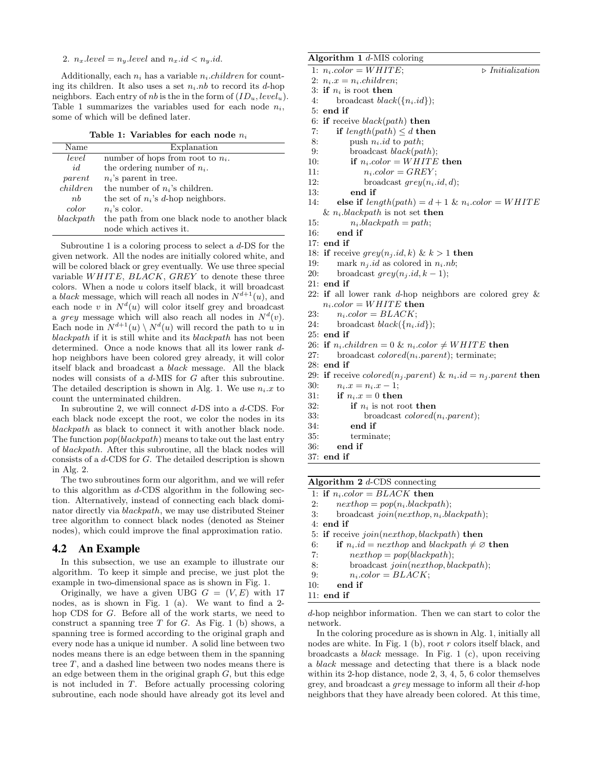2. $n_x.level = n_y.level$ and $n_x.id < n_y.id$.

Additionally, each $n_i$ has a variable $n_i.children$ for counting its children. It also uses a set $n_i.nb$ to record its $d$-hop neighbors. Each entry of $nb$ is the in the form of $(ID_u, level_u)$. Table 1 summarizes the variables used for each node $n_i$, some of which will be defined later.

**Table 1: Variables for each node $n_i$**

| Name | Explanation |
|---|---|
| *level* | number of hops from root to $n_i$. |
| *id* | the ordering number of $n_i$. |
| *parent* | $n_i$'s parent in tree. |
| *children* | the number of $n_i$'s children. |
| *nb* | the set of $n_i$'s $d$-hop neighbors. |
| *color* | $n_i$'s color. |
| *blackpath* | the path from one black node to another black node which actives it. |

Subroutine 1 is a coloring process to select a $d$-DS for the given network. All the nodes are initially colored white, and will be colored black or grey eventually. We use three special variable $WHITE$, $BLACK$, $GREY$ to denote these three colors. When a node $u$ colors itself black, it will broadcast a *black* message, which will reach all nodes in $N^{d+1}(u)$, and each node $v$ in $N^d(u)$ will color itself grey and broadcast a *grey* message which will also reach all nodes in $N^d(v)$. Each node in $N^{d+1}(u) \setminus N^d(u)$ will record the path to $u$ in *blackpath* if it is still white and its *blackpath* has not been determined. Once a node knows that all its lower rank $d$-hop neighbors have been colored grey already, it will color itself black and broadcast a *black* message. All the black nodes will consists of a $d$-MIS for $G$ after this subroutine. The detailed description is shown in Alg. 1. We use $n_i.x$ to count the unterminated children.

In subroutine 2, we will connect $d$-DS into a $d$-CDS. For each black node except the root, we color the nodes in its *blackpath* as black to connect it with another black node. The function $pop(blackpath)$ means to take out the last entry of *blackpath*. After this subroutine, all the black nodes will consists of a $d$-CDS for $G$. The detailed description is shown in Alg. 2.

The two subroutines form our algorithm, and we will refer to this algorithm as $d$-CDS algorithm in the following section. Alternatively, instead of connecting each black dominator directly via *blackpath*, we may use distributed Steiner tree algorithm to connect black nodes (denoted as Steiner nodes), which could improve the final approximation ratio.

## 4.2 An Example

In this subsection, we use an example to illustrate our algorithm. To keep it simple and precise, we just plot the example in two-dimensional space as is shown in Fig. 1.

Originally, we have a given UBG $G = (V, E)$ with 17 nodes, as is shown in Fig. 1 (a). We want to find a 2-hop CDS for $G$. Before all of the work starts, we need to construct a spanning tree $T$ for $G$. As Fig. 1 (b) shows, a spanning tree is formed according to the original graph and every node has a unique id number. A solid line between two nodes means there is an edge between them in the spanning tree $T$, and a dashed line between two nodes means there is an edge between them in the original graph $G$, but this edge is not included in $T$. Before actually processing coloring subroutine, each node should have already got its level and

**Algorithm 1** $d$-MIS coloring

```
1:  n_i.color = WHITE;                                   ▷ Initialization
2:  n_i.x = n_i.children;
3:  if n_i is root then
4:      broadcast black({n_i.id});
5:  end if
6:  if receive black(path) then
7:      if length(path) ≤ d then
8:          push n_i.id to path;
9:          broadcast black(path);
10:         if n_i.color = WHITE then
11:             n_i.color = GREY;
12:             broadcast grey(n_i.id, d);
13:         end if
14:     else if length(path) = d + 1 & n_i.color = WHITE
        & n_i.blackpath is not set then
15:         n_i.blackpath = path;
16:     end if
17: end if
18: if receive grey(n_j.id, k) & k > 1 then
19:     mark n_j.id as colored in n_i.nb;
20:     broadcast grey(n_j.id, k − 1);
21: end if
22: if all lower rank d-hop neighbors are colored grey &
    n_i.color = WHITE then
23:     n_i.color = BLACK;
24:     broadcast black({n_i.id});
25: end if
26: if n_i.children = 0 & n_i.color ≠ WHITE then
27:     broadcast colored(n_i.parent); terminate;
28: end if
29: if receive colored(n_j.parent) & n_i.id = n_j.parent then
30:     n_i.x = n_i.x − 1;
31:     if n_i.x = 0 then
32:         if n_i is not root then
33:             broadcast colored(n_i.parent);
34:         end if
35:         terminate;
36:     end if
37: end if
```

**Algorithm 2** $d$-CDS connecting

```
1:  if n_i.color = BLACK then
2:      nexthop = pop(n_i.blackpath);
3:      broadcast join(nexthop, n_i.blackpath);
4:  end if
5:  if receive join(nexthop, blackpath) then
6:      if n_i.id = nexthop and blackpath ≠ ∅ then
7:          nexthop = pop(blackpath);
8:          broadcast join(nexthop, blackpath);
9:          n_i.color = BLACK;
10:     end if
11: end if
```

$d$-hop neighbor information. Then we can start to color the network.

In the coloring procedure as is shown in Alg. 1, initially all nodes are white. In Fig. 1 (b), root $r$ colors itself black, and broadcasts a *black* message. In Fig. 1 (c), upon receiving a *black* message and detecting that there is a black node within its 2-hop distance, node 2, 3, 4, 5, 6 color themselves grey, and broadcast a *grey* message to inform all their $d$-hop neighbors that they have already been colored. At this time,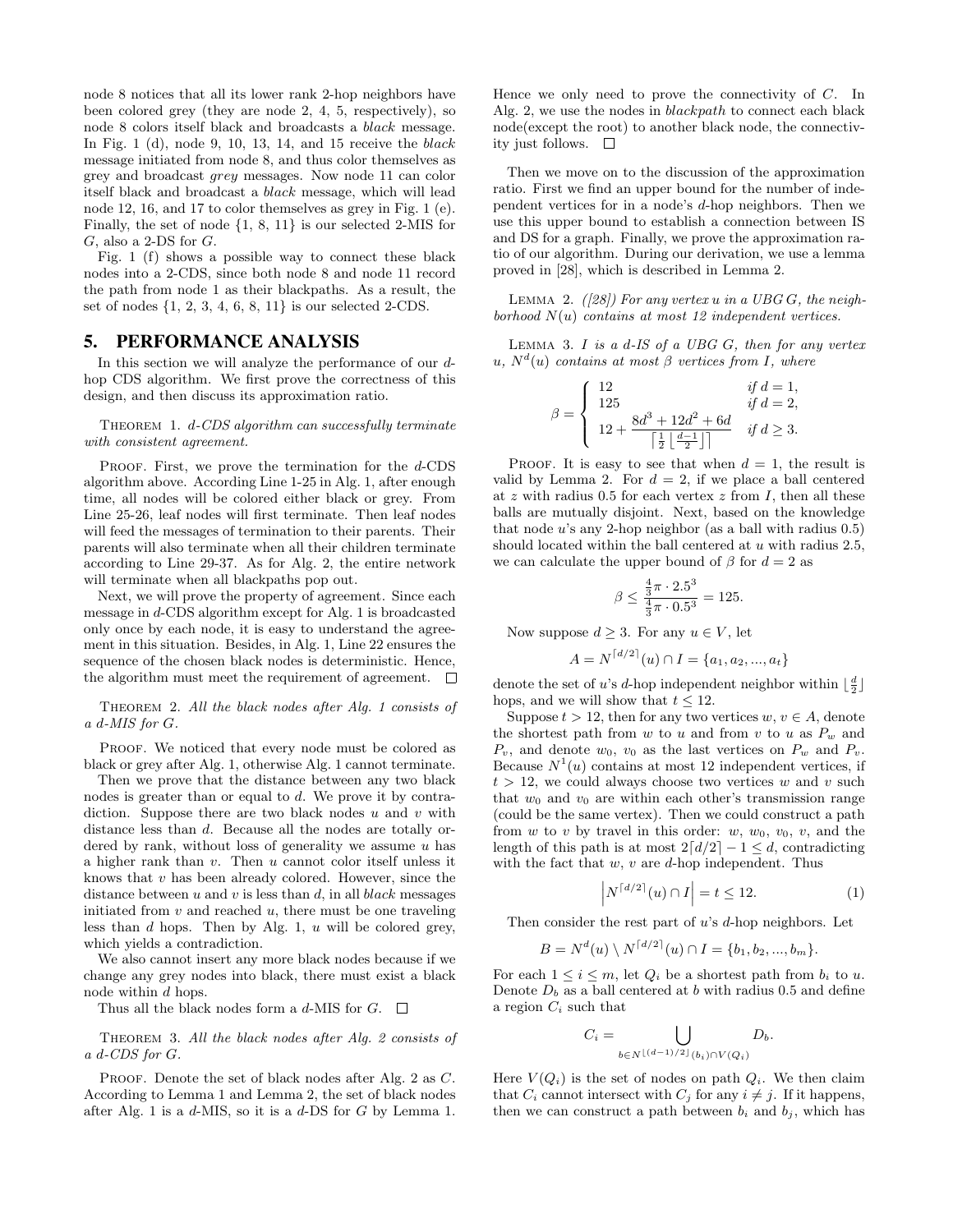node 8 notices that all its lower rank 2-hop neighbors have been colored grey (they are node 2, 4, 5, respectively), so node 8 colors itself black and broadcasts a *black* message. In Fig. 1 (d), node 9, 10, 13, 14, and 15 receive the *black* message initiated from node 8, and thus color themselves as grey and broadcast *grey* messages. Now node 11 can color itself black and broadcast a *black* message, which will lead node 12, 16, and 17 to color themselves as grey in Fig. 1 (e). Finally, the set of node {1, 8, 11} is our selected 2-MIS for $G$, also a 2-DS for $G$.

Fig. 1 (f) shows a possible way to connect these black nodes into a 2-CDS, since both node 8 and node 11 record the path from node 1 as their blackpaths. As a result, the set of nodes {1, 2, 3, 4, 6, 8, 11} is our selected 2-CDS.

## 5. PERFORMANCE ANALYSIS

In this section we will analyze the performance of our $d$-hop CDS algorithm. We first prove the correctness of this design, and then discuss its approximation ratio.

Theorem 1. *$d$-CDS algorithm can successfully terminate with consistent agreement.*

Proof. First, we prove the termination for the $d$-CDS algorithm above. According Line 1-25 in Alg. 1, after enough time, all nodes will be colored either black or grey. From Line 25-26, leaf nodes will first terminate. Then leaf nodes will feed the messages of termination to their parents. Their parents will also terminate when all their children terminate according to Line 29-37. As for Alg. 2, the entire network will terminate when all blackpaths pop out.

Next, we will prove the property of agreement. Since each message in $d$-CDS algorithm except for Alg. 1 is broadcasted only once by each node, it is easy to understand the agreement in this situation. Besides, in Alg. 1, Line 22 ensures the sequence of the chosen black nodes is deterministic. Hence, the algorithm must meet the requirement of agreement. □

Theorem 2. *All the black nodes after Alg. 1 consists of a $d$-MIS for $G$.*

Proof. We noticed that every node must be colored as black or grey after Alg. 1, otherwise Alg. 1 cannot terminate.

Then we prove that the distance between any two black nodes is greater than or equal to $d$. We prove it by contradiction. Suppose there are two black nodes $u$ and $v$ with distance less than $d$. Because all the nodes are totally ordered by rank, without loss of generality we assume $u$ has a higher rank than $v$. Then $u$ cannot color itself unless it knows that $v$ has been already colored. However, since the distance between $u$ and $v$ is less than $d$, in all *black* messages initiated from $v$ and reached $u$, there must be one traveling less than $d$ hops. Then by Alg. 1, $u$ will be colored grey, which yields a contradiction.

We also cannot insert any more black nodes because if we change any grey nodes into black, there must exist a black node within $d$ hops.

Thus all the black nodes form a $d$-MIS for $G$. □

Theorem 3. *All the black nodes after Alg. 2 consists of a $d$-CDS for $G$.*

Proof. Denote the set of black nodes after Alg. 2 as $C$. According to Lemma 1 and Lemma 2, the set of black nodes after Alg. 1 is a $d$-MIS, so it is a $d$-DS for $G$ by Lemma 1. Hence we only need to prove the connectivity of $C$. In Alg. 2, we use the nodes in *blackpath* to connect each black node(except the root) to another black node, the connectivity just follows. □

Then we move on to the discussion of the approximation ratio. First we find an upper bound for the number of independent vertices for in a node's $d$-hop neighbors. Then we use this upper bound to establish a connection between IS and DS for a graph. Finally, we prove the approximation ratio of our algorithm. During our derivation, we use a lemma proved in [28], which is described in Lemma 2.

Lemma 2. *([28]) For any vertex $u$ in a UBG $G$, the neighborhood $N(u)$ contains at most 12 independent vertices.*

Lemma 3. *$I$ is a $d$-IS of a UBG $G$, then for any vertex $u$, $N^d(u)$ contains at most $\beta$ vertices from $I$, where*

$$\beta = \begin{cases} 12 & \text{if } d = 1, \\ 125 & \text{if } d = 2, \\ 12 + \dfrac{8d^3 + 12d^2 + 6d}{\left\lceil \frac{1}{2} \left\lfloor \frac{d-1}{2} \right\rfloor \right\rceil} & \text{if } d \geq 3. \end{cases}$$

Proof. It is easy to see that when $d = 1$, the result is valid by Lemma 2. For $d = 2$, if we place a ball centered at $z$ with radius 0.5 for each vertex $z$ from $I$, then all these balls are mutually disjoint. Next, based on the knowledge that node $u$'s any 2-hop neighbor (as a ball with radius 0.5) should located within the ball centered at $u$ with radius 2.5, we can calculate the upper bound of $\beta$ for $d = 2$ as

$$\beta \leq \frac{\frac{4}{3}\pi \cdot 2.5^3}{\frac{4}{3}\pi \cdot 0.5^3} = 125.$$

Now suppose $d \geq 3$. For any $u \in V$, let

$$A = N^{\lceil d/2 \rceil}(u) \cap I = \{a_1, a_2, ..., a_t\}$$

denote the set of $u$'s $d$-hop independent neighbor within $\lfloor \frac{d}{2} \rfloor$ hops, and we will show that $t \leq 12$.

Suppose $t > 12$, then for any two vertices $w, v \in A$, denote the shortest path from $w$ to $u$ and from $v$ to $u$ as $P_w$ and $P_v$, and denote $w_0$, $v_0$ as the last vertices on $P_w$ and $P_v$. Because $N^1(u)$ contains at most 12 independent vertices, if $t > 12$, we could always choose two vertices $w$ and $v$ such that $w_0$ and $v_0$ are within each other's transmission range (could be the same vertex). Then we could construct a path from $w$ to $v$ by travel in this order: $w$, $w_0$, $v_0$, $v$, and the length of this path is at most $2\lceil d/2 \rceil - 1 \leq d$, contradicting with the fact that $w$, $v$ are $d$-hop independent. Thus

$$\left| N^{\lceil d/2 \rceil}(u) \cap I \right| = t \leq 12. \tag{1}$$

Then consider the rest part of $u$'s $d$-hop neighbors. Let

$$B = N^d(u) \setminus N^{\lceil d/2 \rceil}(u) \cap I = \{b_1, b_2, ..., b_m\}.$$

For each $1 \leq i \leq m$, let $Q_i$ be a shortest path from $b_i$ to $u$. Denote $D_b$ as a ball centered at $b$ with radius 0.5 and define a region $C_i$ such that

$$C_i = \bigcup_{b \in N^{\lfloor (d-1)/2 \rfloor}(b_i) \cap V(Q_i)} D_b.$$

Here $V(Q_i)$ is the set of nodes on path $Q_i$. We then claim that $C_i$ cannot intersect with $C_j$ for any $i \neq j$. If it happens, then we can construct a path between $b_i$ and $b_j$, which has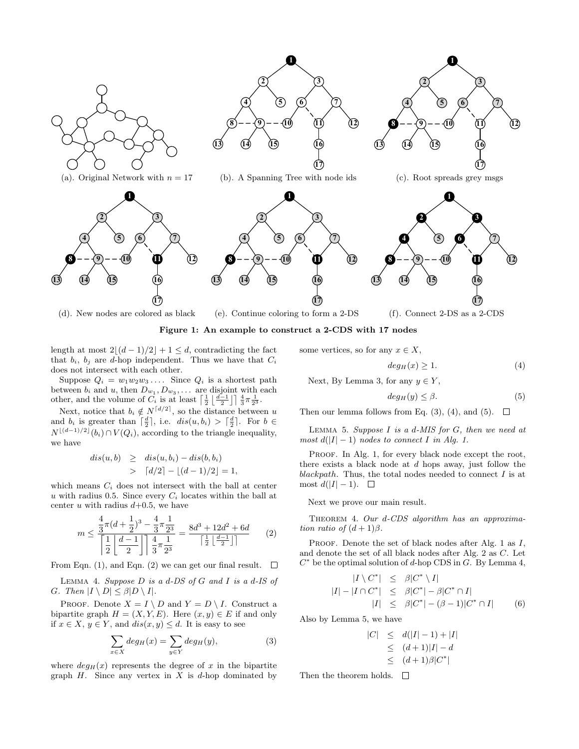(a). Original Network with $n = 17$

(b). A Spanning Tree with node ids

(c). Root spreads grey msgs

(d). New nodes are colored as black

(e). Continue coloring to form a 2-DS

(f). Connect 2-DS as a 2-CDS

**Figure 1: An example to construct a 2-CDS with 17 nodes**

length at most $2\lfloor(d-1)/2\rfloor + 1 \le d$, contradicting the fact that $b_i$, $b_j$ are $d$-hop independent. Thus we have that $C_i$ does not intersect with each other.

Suppose $Q_i = w_1 w_2 w_3 \dots$. Since $Q_i$ is a shortest path between $b_i$ and $u$, then $D_{w_1}, D_{w_3}, \dots$ are disjoint with each other, and the volume of $C_i$ is at least $\left\lceil \frac{1}{2} \left\lfloor \frac{d-1}{2} \right\rfloor \right\rceil \frac{4}{3}\pi \frac{1}{2^3}$.

Next, notice that $b_i \notin N^{\lceil d/2 \rceil}$, so the distance between $u$ and $b_i$ is greater than $\lceil \frac{d}{2} \rceil$, i.e. $dis(u, b_i) > \lceil \frac{d}{2} \rceil$. For $b \in N^{\lfloor (d-1)/2 \rfloor}(b_i) \cap V(Q_i)$, according to the triangle inequality, we have

$$\begin{aligned} dis(u,b) &\ge dis(u,b_i) - dis(b,b_i) \\ &> \lceil d/2 \rceil - \lfloor (d-1)/2 \rfloor = 1, \end{aligned}$$

which means $C_i$ does not intersect with the ball at center $u$ with radius 0.5. Since every $C_i$ locates within the ball at center $u$ with radius $d$+0.5, we have

$$m \le \frac{\frac{4}{3}\pi(d+\frac{1}{2})^3 - \frac{4}{3}\pi\frac{1}{2^3}}{\left\lceil \frac{1}{2}\left\lfloor \frac{d-1}{2} \right\rfloor \right\rceil \frac{4}{3}\pi\frac{1}{2^3}} = \frac{8d^3+12d^2+6d}{\left\lceil \frac{1}{2}\left\lfloor \frac{d-1}{2} \right\rfloor \right\rceil} \tag{2}$$

From Eqn. (1), and Eqn. (2) we can get our final result. $\square$

LEMMA 4. *Suppose $D$ is a $d$-DS of $G$ and $I$ is a $d$-IS of $G$. Then $|I \setminus D| \le \beta |D \setminus I|$.*

PROOF. Denote $X = I \setminus D$ and $Y = D \setminus I$. Construct a bipartite graph $H = (X, Y, E)$. Here $(x, y) \in E$ if and only if $x \in X$, $y \in Y$, and $dis(x, y) \le d$. It is easy to see

$$\sum_{x \in X} deg_H(x) = \sum_{y \in Y} deg_H(y), \tag{3}$$

where $deg_H(x)$ represents the degree of $x$ in the bipartite graph $H$. Since any vertex in $X$ is $d$-hop dominated by some vertices, so for any $x \in X$,

$$deg_H(x) \ge 1. \tag{4}$$

Next, By Lemma 3, for any $y \in Y$,

$$deg_H(y) \le \beta. \tag{5}$$

Then our lemma follows from Eq. (3), (4), and (5). $\square$

LEMMA 5. *Suppose $I$ is a $d$-MIS for $G$, then we need at most $d(|I|-1)$ nodes to connect $I$ in Alg. 1.*

PROOF. In Alg. 1, for every black node except the root, there exists a black node at $d$ hops away, just follow the *blackpath*. Thus, the total nodes needed to connect $I$ is at most $d(|I|-1)$. $\square$

Next we prove our main result.

THEOREM 4. *Our $d$-CDS algorithm has an approximation ratio of $(d+1)\beta$.*

PROOF. Denote the set of black nodes after Alg. 1 as $I$, and denote the set of all black nodes after Alg. 2 as $C$. Let $C^*$ be the optimal solution of $d$-hop CDS in $G$. By Lemma 4,

$$\begin{aligned} |I \setminus C^*| &\le \beta|C^* \setminus I| \\ |I| - |I \cap C^*| &\le \beta|C^*| - \beta|C^* \cap I| \\ |I| &\le \beta|C^*| - (\beta-1)|C^* \cap I| \end{aligned} \tag{6}$$

Also by Lemma 5, we have

$$\begin{aligned} |C| &\le d(|I|-1) + |I| \\ &\le (d+1)|I| - d \\ &\le (d+1)\beta|C^*| \end{aligned}$$

Then the theorem holds. $\square$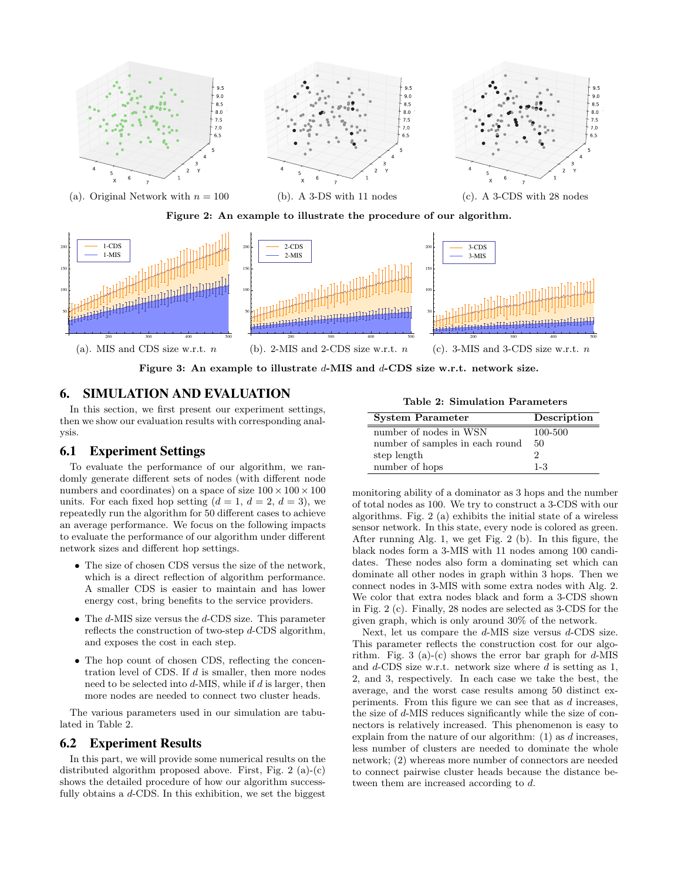(a). Original Network with $n = 100$

(b). A 3-DS with 11 nodes

(c). A 3-CDS with 28 nodes

**Figure 2: An example to illustrate the procedure of our algorithm.**

(a). MIS and CDS size w.r.t. $n$

(b). 2-MIS and 2-CDS size w.r.t. $n$

(c). 3-MIS and 3-CDS size w.r.t. $n$

**Figure 3: An example to illustrate $d$-MIS and $d$-CDS size w.r.t. network size.**

## 6. SIMULATION AND EVALUATION

In this section, we first present our experiment settings, then we show our evaluation results with corresponding analysis.

### 6.1 Experiment Settings

To evaluate the performance of our algorithm, we randomly generate different sets of nodes (with different node numbers and coordinates) on a space of size $100 \times 100 \times 100$ units. For each fixed hop setting ($d = 1$, $d = 2$, $d = 3$), we repeatedly run the algorithm for 50 different cases to achieve an average performance. We focus on the following impacts to evaluate the performance of our algorithm under different network sizes and different hop settings.

- The size of chosen CDS versus the size of the network, which is a direct reflection of algorithm performance. A smaller CDS is easier to maintain and has lower energy cost, bring benefits to the service providers.
- The $d$-MIS size versus the $d$-CDS size. This parameter reflects the construction of two-step $d$-CDS algorithm, and exposes the cost in each step.
- The hop count of chosen CDS, reflecting the concentration level of CDS. If $d$ is smaller, then more nodes need to be selected into $d$-MIS, while if $d$ is larger, then more nodes are needed to connect two cluster heads.

The various parameters used in our simulation are tabulated in Table 2.

**Table 2: Simulation Parameters**

| System Parameter | Description |
|---|---|
| number of nodes in WSN | 100-500 |
| number of samples in each round | 50 |
| step length | 2 |
| number of hops | 1-3 |

### 6.2 Experiment Results

In this part, we will provide some numerical results on the distributed algorithm proposed above. First, Fig. 2 (a)-(c) shows the detailed procedure of how our algorithm successfully obtains a $d$-CDS. In this exhibition, we set the biggest monitoring ability of a dominator as 3 hops and the number of total nodes as 100. We try to construct a 3-CDS with our algorithms. Fig. 2 (a) exhibits the initial state of a wireless sensor network. In this state, every node is colored as green. After running Alg. 1, we get Fig. 2 (b). In this figure, the black nodes form a 3-MIS with 11 nodes among 100 candidates. These nodes also form a dominating set which can dominate all other nodes in graph within 3 hops. Then we connect nodes in 3-MIS with some extra nodes with Alg. 2. We color that extra nodes black and form a 3-CDS shown in Fig. 2 (c). Finally, 28 nodes are selected as 3-CDS for the given graph, which is only around 30% of the network.

Next, let us compare the $d$-MIS size versus $d$-CDS size. This parameter reflects the construction cost for our algorithm. Fig. 3 (a)-(c) shows the error bar graph for $d$-MIS and $d$-CDS size w.r.t. network size where $d$ is setting as 1, 2, and 3, respectively. In each case we take the best, the average, and the worst case results among 50 distinct experiments. From this figure we can see that as $d$ increases, the size of $d$-MIS reduces significantly while the size of connectors is relatively increased. This phenomenon is easy to explain from the nature of our algorithm: (1) as $d$ increases, less number of clusters are needed to dominate the whole network; (2) whereas more number of connectors are needed to connect pairwise cluster heads because the distance between them are increased according to $d$.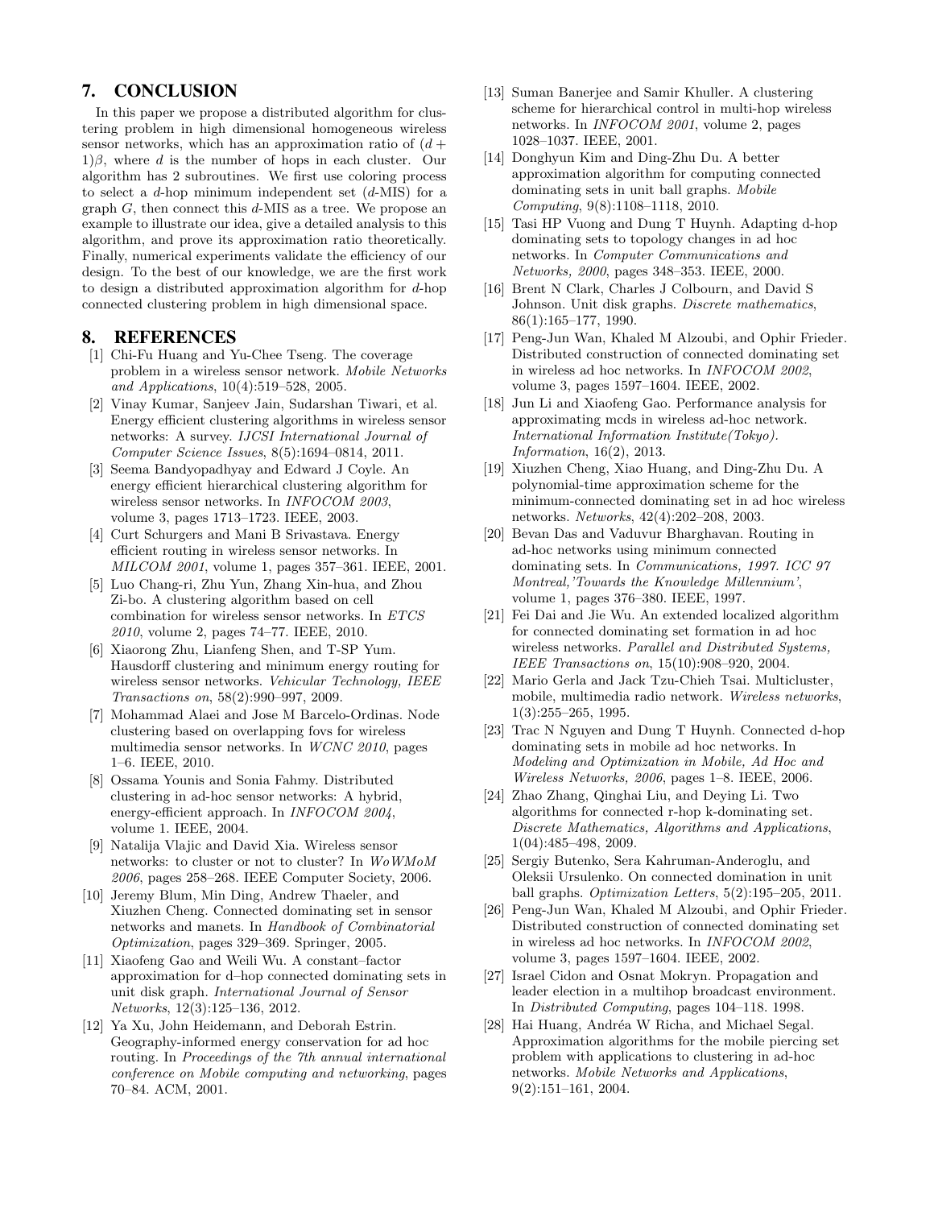## 7. CONCLUSION

In this paper we propose a distributed algorithm for clustering problem in high dimensional homogeneous wireless sensor networks, which has an approximation ratio of $(d+1)\beta$, where $d$ is the number of hops in each cluster. Our algorithm has 2 subroutines. We first use coloring process to select a $d$-hop minimum independent set ($d$-MIS) for a graph $G$, then connect this $d$-MIS as a tree. We propose an example to illustrate our idea, give a detailed analysis to this algorithm, and prove its approximation ratio theoretically. Finally, numerical experiments validate the efficiency of our design. To the best of our knowledge, we are the first work to design a distributed approximation algorithm for $d$-hop connected clustering problem in high dimensional space.

## 8. REFERENCES

[1] Chi-Fu Huang and Yu-Chee Tseng. The coverage problem in a wireless sensor network. *Mobile Networks and Applications*, 10(4):519–528, 2005.

[2] Vinay Kumar, Sanjeev Jain, Sudarshan Tiwari, et al. Energy efficient clustering algorithms in wireless sensor networks: A survey. *IJCSI International Journal of Computer Science Issues*, 8(5):1694–0814, 2011.

[3] Seema Bandyopadhyay and Edward J Coyle. An energy efficient hierarchical clustering algorithm for wireless sensor networks. In *INFOCOM 2003*, volume 3, pages 1713–1723. IEEE, 2003.

[4] Curt Schurgers and Mani B Srivastava. Energy efficient routing in wireless sensor networks. In *MILCOM 2001*, volume 1, pages 357–361. IEEE, 2001.

[5] Luo Chang-ri, Zhu Yun, Zhang Xin-hua, and Zhou Zi-bo. A clustering algorithm based on cell combination for wireless sensor networks. In *ETCS 2010*, volume 2, pages 74–77. IEEE, 2010.

[6] Xiaorong Zhu, Lianfeng Shen, and T-SP Yum. Hausdorff clustering and minimum energy routing for wireless sensor networks. *Vehicular Technology, IEEE Transactions on*, 58(2):990–997, 2009.

[7] Mohammad Alaei and Jose M Barcelo-Ordinas. Node clustering based on overlapping fovs for wireless multimedia sensor networks. In *WCNC 2010*, pages 1–6. IEEE, 2010.

[8] Ossama Younis and Sonia Fahmy. Distributed clustering in ad-hoc sensor networks: A hybrid, energy-efficient approach. In *INFOCOM 2004*, volume 1. IEEE, 2004.

[9] Natalija Vlajic and David Xia. Wireless sensor networks: to cluster or not to cluster? In *WoWMoM 2006*, pages 258–268. IEEE Computer Society, 2006.

[10] Jeremy Blum, Min Ding, Andrew Thaeler, and Xiuzhen Cheng. Connected dominating set in sensor networks and manets. In *Handbook of Combinatorial Optimization*, pages 329–369. Springer, 2005.

[11] Xiaofeng Gao and Weili Wu. A constant–factor approximation for d–hop connected dominating sets in unit disk graph. *International Journal of Sensor Networks*, 12(3):125–136, 2012.

[12] Ya Xu, John Heidemann, and Deborah Estrin. Geography-informed energy conservation for ad hoc routing. In *Proceedings of the 7th annual international conference on Mobile computing and networking*, pages 70–84. ACM, 2001.

[13] Suman Banerjee and Samir Khuller. A clustering scheme for hierarchical control in multi-hop wireless networks. In *INFOCOM 2001*, volume 2, pages 1028–1037. IEEE, 2001.

[14] Donghyun Kim and Ding-Zhu Du. A better approximation algorithm for computing connected dominating sets in unit ball graphs. *Mobile Computing*, 9(8):1108–1118, 2010.

[15] Tasi HP Vuong and Dung T Huynh. Adapting d-hop dominating sets to topology changes in ad hoc networks. In *Computer Communications and Networks, 2000*, pages 348–353. IEEE, 2000.

[16] Brent N Clark, Charles J Colbourn, and David S Johnson. Unit disk graphs. *Discrete mathematics*, 86(1):165–177, 1990.

[17] Peng-Jun Wan, Khaled M Alzoubi, and Ophir Frieder. Distributed construction of connected dominating set in wireless ad hoc networks. In *INFOCOM 2002*, volume 3, pages 1597–1604. IEEE, 2002.

[18] Jun Li and Xiaofeng Gao. Performance analysis for approximating mcds in wireless ad-hoc network. *International Information Institute(Tokyo). Information*, 16(2), 2013.

[19] Xiuzhen Cheng, Xiao Huang, and Ding-Zhu Du. A polynomial-time approximation scheme for the minimum-connected dominating set in ad hoc wireless networks. *Networks*, 42(4):202–208, 2003.

[20] Bevan Das and Vaduvur Bharghavan. Routing in ad-hoc networks using minimum connected dominating sets. In *Communications, 1997. ICC 97 Montreal,'Towards the Knowledge Millennium'*, volume 1, pages 376–380. IEEE, 1997.

[21] Fei Dai and Jie Wu. An extended localized algorithm for connected dominating set formation in ad hoc wireless networks. *Parallel and Distributed Systems, IEEE Transactions on*, 15(10):908–920, 2004.

[22] Mario Gerla and Jack Tzu-Chieh Tsai. Multicluster, mobile, multimedia radio network. *Wireless networks*, 1(3):255–265, 1995.

[23] Trac N Nguyen and Dung T Huynh. Connected d-hop dominating sets in mobile ad hoc networks. In *Modeling and Optimization in Mobile, Ad Hoc and Wireless Networks, 2006*, pages 1–8. IEEE, 2006.

[24] Zhao Zhang, Qinghai Liu, and Deying Li. Two algorithms for connected r-hop k-dominating set. *Discrete Mathematics, Algorithms and Applications*, 1(04):485–498, 2009.

[25] Sergiy Butenko, Sera Kahruman-Anderoglu, and Oleksii Ursulenko. On connected domination in unit ball graphs. *Optimization Letters*, 5(2):195–205, 2011.

[26] Peng-Jun Wan, Khaled M Alzoubi, and Ophir Frieder. Distributed construction of connected dominating set in wireless ad hoc networks. In *INFOCOM 2002*, volume 3, pages 1597–1604. IEEE, 2002.

[27] Israel Cidon and Osnat Mokryn. Propagation and leader election in a multihop broadcast environment. In *Distributed Computing*, pages 104–118. 1998.

[28] Hai Huang, Andréa W Richa, and Michael Segal. Approximation algorithms for the mobile piercing set problem with applications to clustering in ad-hoc networks. *Mobile Networks and Applications*, 9(2):151–161, 2004.